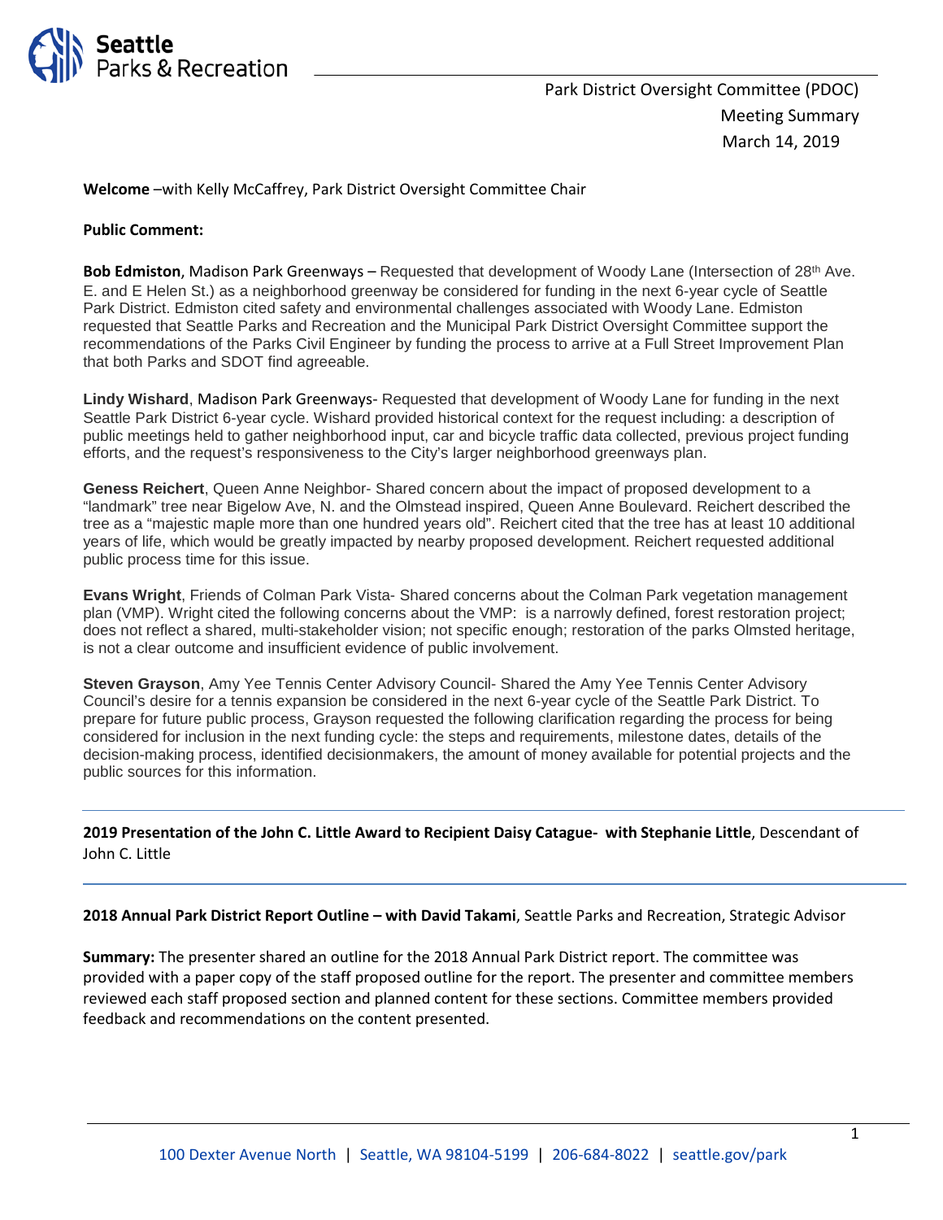Park District Oversight Committee (PDOC)
Meeting Summary
March 14, 2019

**Welcome** –with Kelly McCaffrey, Park District Oversight Committee Chair

**Public Comment:**

**Bob Edmiston**, Madison Park Greenways – Requested that development of Woody Lane (Intersection of 28th Ave. E. and E Helen St.) as a neighborhood greenway be considered for funding in the next 6-year cycle of Seattle Park District. Edmiston cited safety and environmental challenges associated with Woody Lane. Edmiston requested that Seattle Parks and Recreation and the Municipal Park District Oversight Committee support the recommendations of the Parks Civil Engineer by funding the process to arrive at a Full Street Improvement Plan that both Parks and SDOT find agreeable.

**Lindy Wishard**, Madison Park Greenways- Requested that development of Woody Lane for funding in the next Seattle Park District 6-year cycle. Wishard provided historical context for the request including: a description of public meetings held to gather neighborhood input, car and bicycle traffic data collected, previous project funding efforts, and the request's responsiveness to the City's larger neighborhood greenways plan.

**Geness Reichert**, Queen Anne Neighbor- Shared concern about the impact of proposed development to a "landmark" tree near Bigelow Ave, N. and the Olmstead inspired, Queen Anne Boulevard. Reichert described the tree as a "majestic maple more than one hundred years old". Reichert cited that the tree has at least 10 additional years of life, which would be greatly impacted by nearby proposed development. Reichert requested additional public process time for this issue.

**Evans Wright**, Friends of Colman Park Vista- Shared concerns about the Colman Park vegetation management plan (VMP). Wright cited the following concerns about the VMP: is a narrowly defined, forest restoration project; does not reflect a shared, multi-stakeholder vision; not specific enough; restoration of the parks Olmsted heritage, is not a clear outcome and insufficient evidence of public involvement.

**Steven Grayson**, Amy Yee Tennis Center Advisory Council- Shared the Amy Yee Tennis Center Advisory Council's desire for a tennis expansion be considered in the next 6-year cycle of the Seattle Park District. To prepare for future public process, Grayson requested the following clarification regarding the process for being considered for inclusion in the next funding cycle: the steps and requirements, milestone dates, details of the decision-making process, identified decisionmakers, the amount of money available for potential projects and the public sources for this information.

---

**2019 Presentation of the John C. Little Award to Recipient Daisy Catague- with Stephanie Little**, Descendant of John C. Little

---

**2018 Annual Park District Report Outline – with David Takami**, Seattle Parks and Recreation, Strategic Advisor

**Summary:** The presenter shared an outline for the 2018 Annual Park District report. The committee was provided with a paper copy of the staff proposed outline for the report. The presenter and committee members reviewed each staff proposed section and planned content for these sections. Committee members provided feedback and recommendations on the content presented.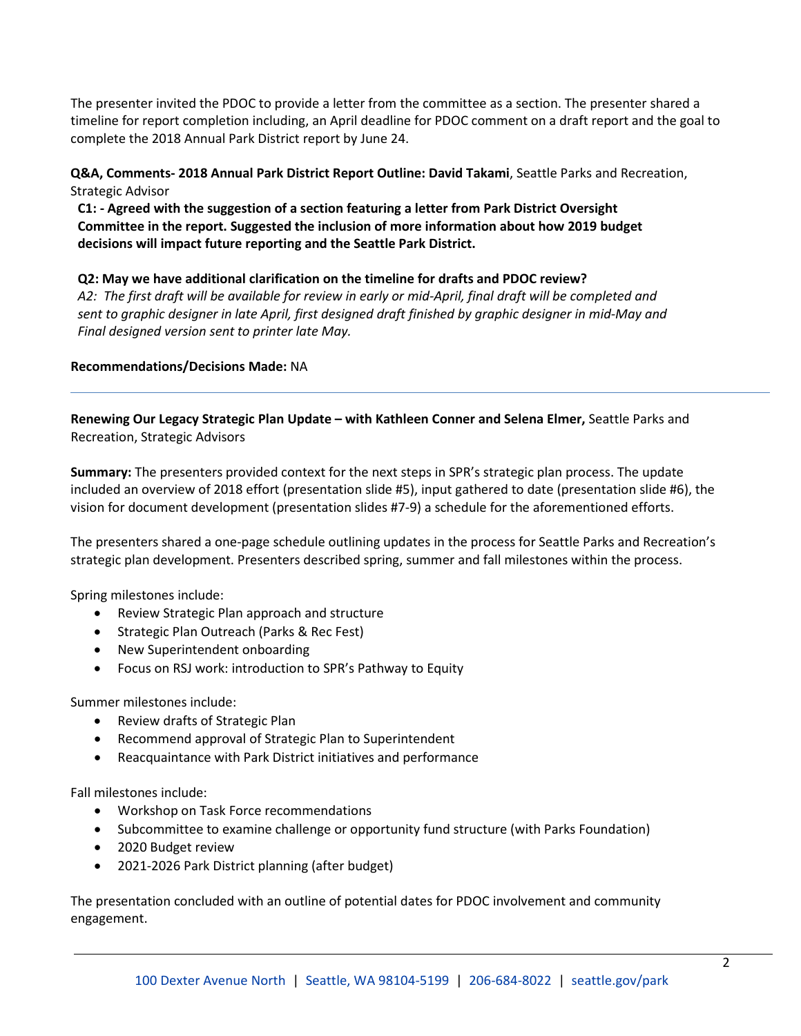The presenter invited the PDOC to provide a letter from the committee as a section. The presenter shared a timeline for report completion including, an April deadline for PDOC comment on a draft report and the goal to complete the 2018 Annual Park District report by June 24.

**Q&A, Comments- 2018 Annual Park District Report Outline: David Takami**, Seattle Parks and Recreation, Strategic Advisor

**C1: - Agreed with the suggestion of a section featuring a letter from Park District Oversight Committee in the report. Suggested the inclusion of more information about how 2019 budget decisions will impact future reporting and the Seattle Park District.**

**Q2: May we have additional clarification on the timeline for drafts and PDOC review?**
*A2: The first draft will be available for review in early or mid-April, final draft will be completed and sent to graphic designer in late April, first designed draft finished by graphic designer in mid-May and Final designed version sent to printer late May.*

**Recommendations/Decisions Made:** NA

---

**Renewing Our Legacy Strategic Plan Update – with Kathleen Conner and Selena Elmer,** Seattle Parks and Recreation, Strategic Advisors

**Summary:** The presenters provided context for the next steps in SPR's strategic plan process. The update included an overview of 2018 effort (presentation slide #5), input gathered to date (presentation slide #6), the vision for document development (presentation slides #7-9) a schedule for the aforementioned efforts.

The presenters shared a one-page schedule outlining updates in the process for Seattle Parks and Recreation's strategic plan development. Presenters described spring, summer and fall milestones within the process.

Spring milestones include:

- Review Strategic Plan approach and structure
- Strategic Plan Outreach (Parks & Rec Fest)
- New Superintendent onboarding
- Focus on RSJ work: introduction to SPR's Pathway to Equity

Summer milestones include:

- Review drafts of Strategic Plan
- Recommend approval of Strategic Plan to Superintendent
- Reacquaintance with Park District initiatives and performance

Fall milestones include:

- Workshop on Task Force recommendations
- Subcommittee to examine challenge or opportunity fund structure (with Parks Foundation)
- 2020 Budget review
- 2021-2026 Park District planning (after budget)

The presentation concluded with an outline of potential dates for PDOC involvement and community engagement.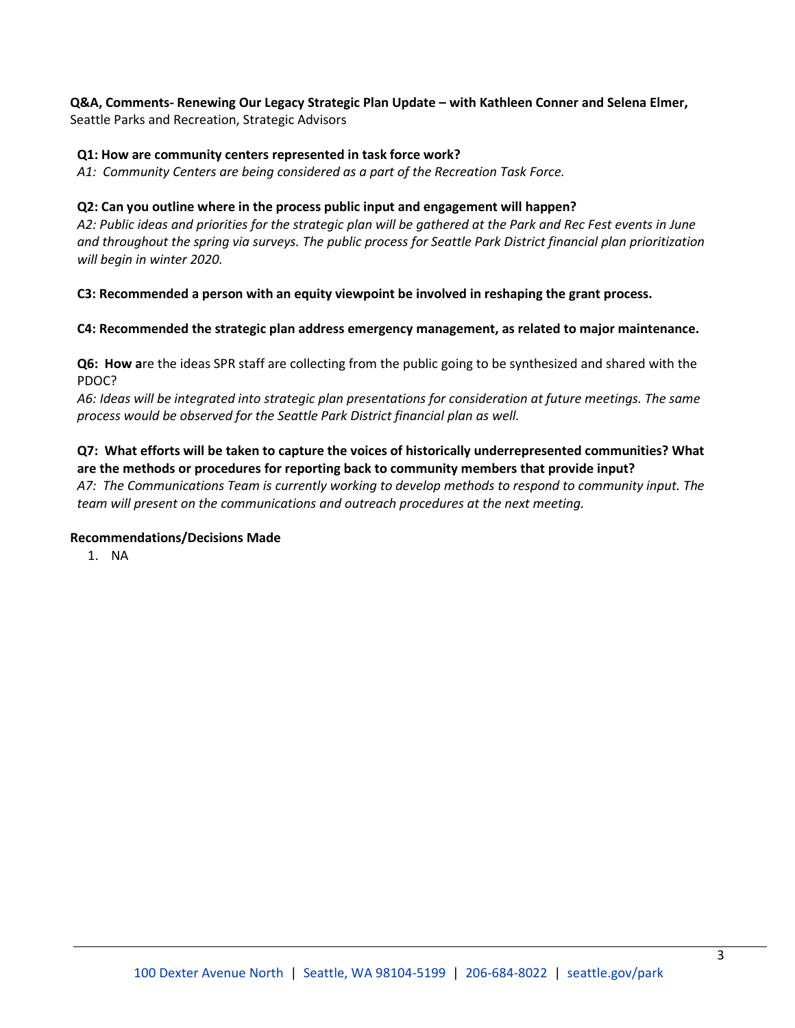**Q&A, Comments- Renewing Our Legacy Strategic Plan Update – with Kathleen Conner and Selena Elmer,** Seattle Parks and Recreation, Strategic Advisors

**Q1: How are community centers represented in task force work?**
*A1: Community Centers are being considered as a part of the Recreation Task Force.*

**Q2: Can you outline where in the process public input and engagement will happen?**
*A2: Public ideas and priorities for the strategic plan will be gathered at the Park and Rec Fest events in June and throughout the spring via surveys. The public process for Seattle Park District financial plan prioritization will begin in winter 2020.*

**C3: Recommended a person with an equity viewpoint be involved in reshaping the grant process.**

**C4: Recommended the strategic plan address emergency management, as related to major maintenance.**

**Q6: How a**re the ideas SPR staff are collecting from the public going to be synthesized and shared with the PDOC?
*A6: Ideas will be integrated into strategic plan presentations for consideration at future meetings. The same process would be observed for the Seattle Park District financial plan as well.*

**Q7: What efforts will be taken to capture the voices of historically underrepresented communities? What are the methods or procedures for reporting back to community members that provide input?**
*A7: The Communications Team is currently working to develop methods to respond to community input. The team will present on the communications and outreach procedures at the next meeting.*

**Recommendations/Decisions Made**

1. NA

100 Dexter Avenue North | Seattle, WA 98104-5199 | 206-684-8022 | seattle.gov/park